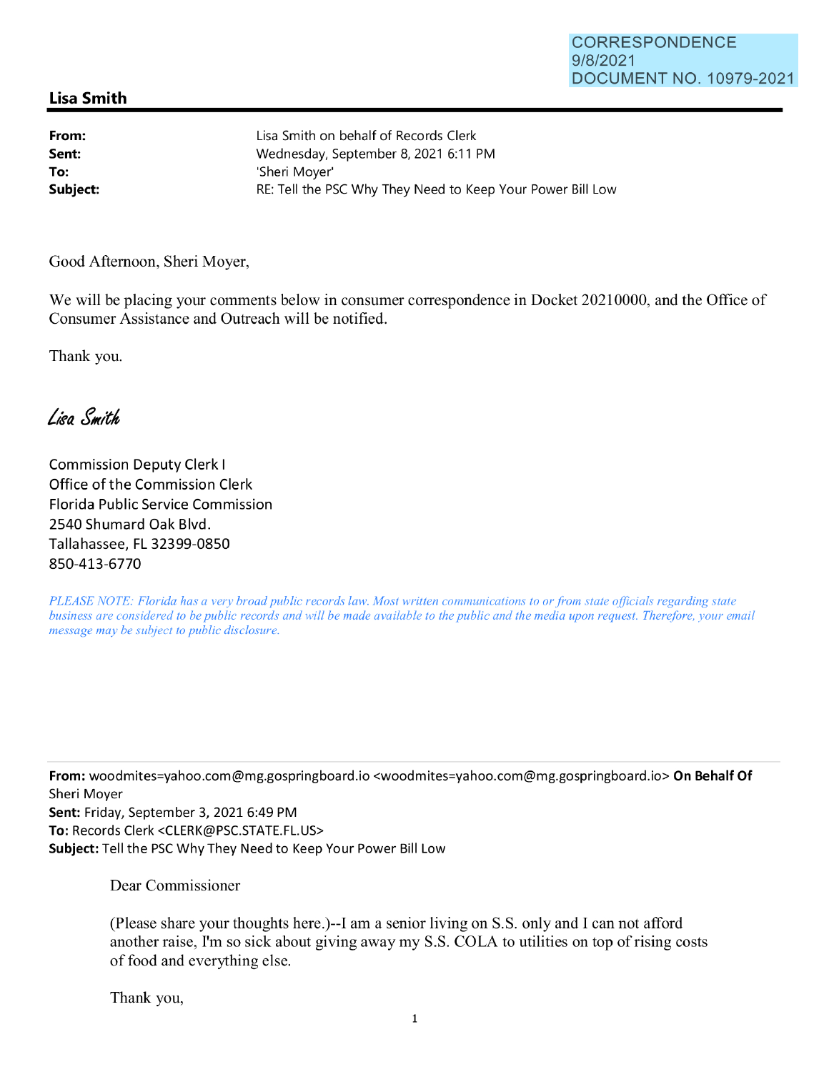CORRESPONDENCE
9/8/2021
DOCUMENT NO. 10979-2021

## Lisa Smith

**From:** Lisa Smith on behalf of Records Clerk
**Sent:** Wednesday, September 8, 2021 6:11 PM
**To:** 'Sheri Moyer'
**Subject:** RE: Tell the PSC Why They Need to Keep Your Power Bill Low

Good Afternoon, Sheri Moyer,

We will be placing your comments below in consumer correspondence in Docket 20210000, and the Office of Consumer Assistance and Outreach will be notified.

Thank you.

*Lisa Smith*

Commission Deputy Clerk I
Office of the Commission Clerk
Florida Public Service Commission
2540 Shumard Oak Blvd.
Tallahassee, FL 32399-0850
850-413-6770

*PLEASE NOTE: Florida has a very broad public records law. Most written communications to or from state officials regarding state business are considered to be public records and will be made available to the public and the media upon request. Therefore, your email message may be subject to public disclosure.*

---

**From:** woodmites=yahoo.com@mg.gospringboard.io <woodmites=yahoo.com@mg.gospringboard.io> **On Behalf Of** Sheri Moyer
**Sent:** Friday, September 3, 2021 6:49 PM
**To:** Records Clerk <CLERK@PSC.STATE.FL.US>
**Subject:** Tell the PSC Why They Need to Keep Your Power Bill Low

Dear Commissioner

(Please share your thoughts here.)--I am a senior living on S.S. only and I can not afford another raise, I'm so sick about giving away my S.S. COLA to utilities on top of rising costs of food and everything else.

Thank you,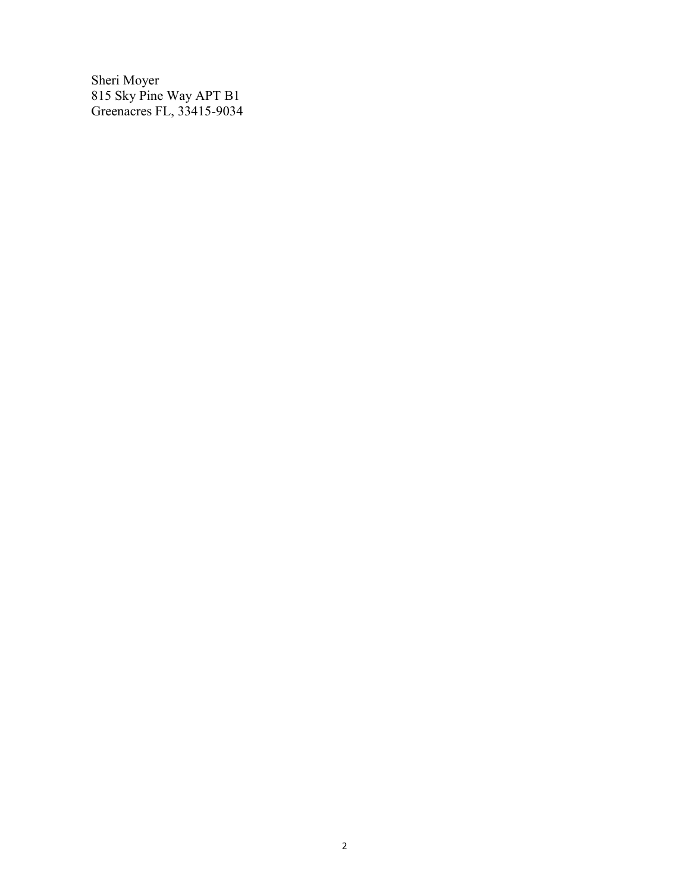Sheri Moyer
815 Sky Pine Way APT B1
Greenacres FL, 33415-9034